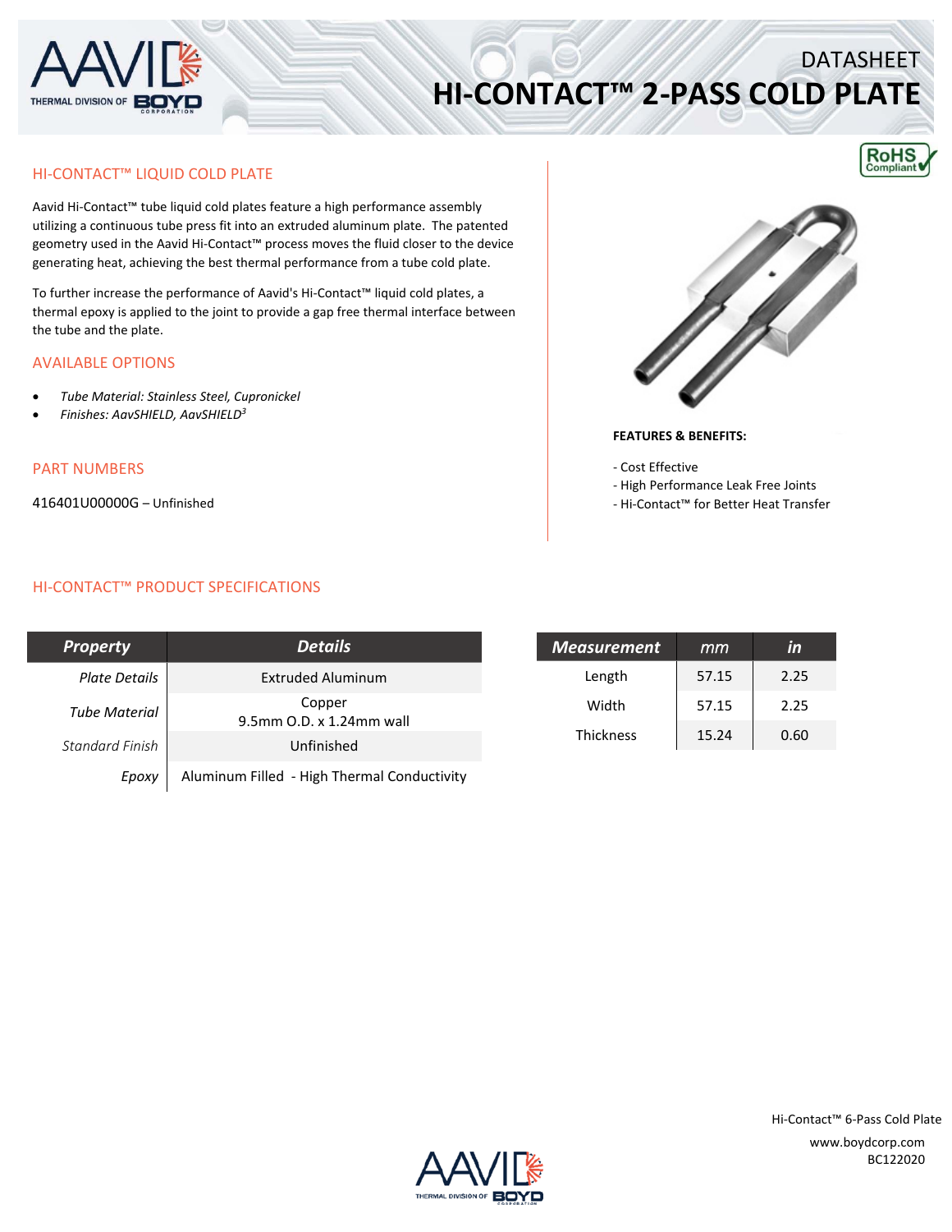DATASHEET

# HI-CONTACT™ 2-PASS COLD PLATE

## HI-CONTACT™ LIQUID COLD PLATE

Aavid Hi-Contact™ tube liquid cold plates feature a high performance assembly utilizing a continuous tube press fit into an extruded aluminum plate. The patented geometry used in the Aavid Hi-Contact™ process moves the fluid closer to the device generating heat, achieving the best thermal performance from a tube cold plate.

To further increase the performance of Aavid's Hi-Contact™ liquid cold plates, a thermal epoxy is applied to the joint to provide a gap free thermal interface between the tube and the plate.

## AVAILABLE OPTIONS

- *Tube Material: Stainless Steel, Cupronickel*
- *Finishes: AavSHIELD, AavSHIELD[3]*

## PART NUMBERS

416401U00000G – Unfinished

**FEATURES & BENEFITS:**

- Cost Effective
- High Performance Leak Free Joints
- Hi-Contact™ for Better Heat Transfer

## HI-CONTACT™ PRODUCT SPECIFICATIONS

| Property | Details |
|---|---|
| *Plate Details* | Extruded Aluminum |
| *Tube Material* | Copper<br>9.5mm O.D. x 1.24mm wall |
| *Standard Finish* | Unfinished |
| *Epoxy* | Aluminum Filled - High Thermal Conductivity |

| Measurement | mm | in |
|---|---|---|
| Length | 57.15 | 2.25 |
| Width | 57.15 | 2.25 |
| Thickness | 15.24 | 0.60 |

Hi-Contact™ 6-Pass Cold Plate
www.boydcorp.com
BC122020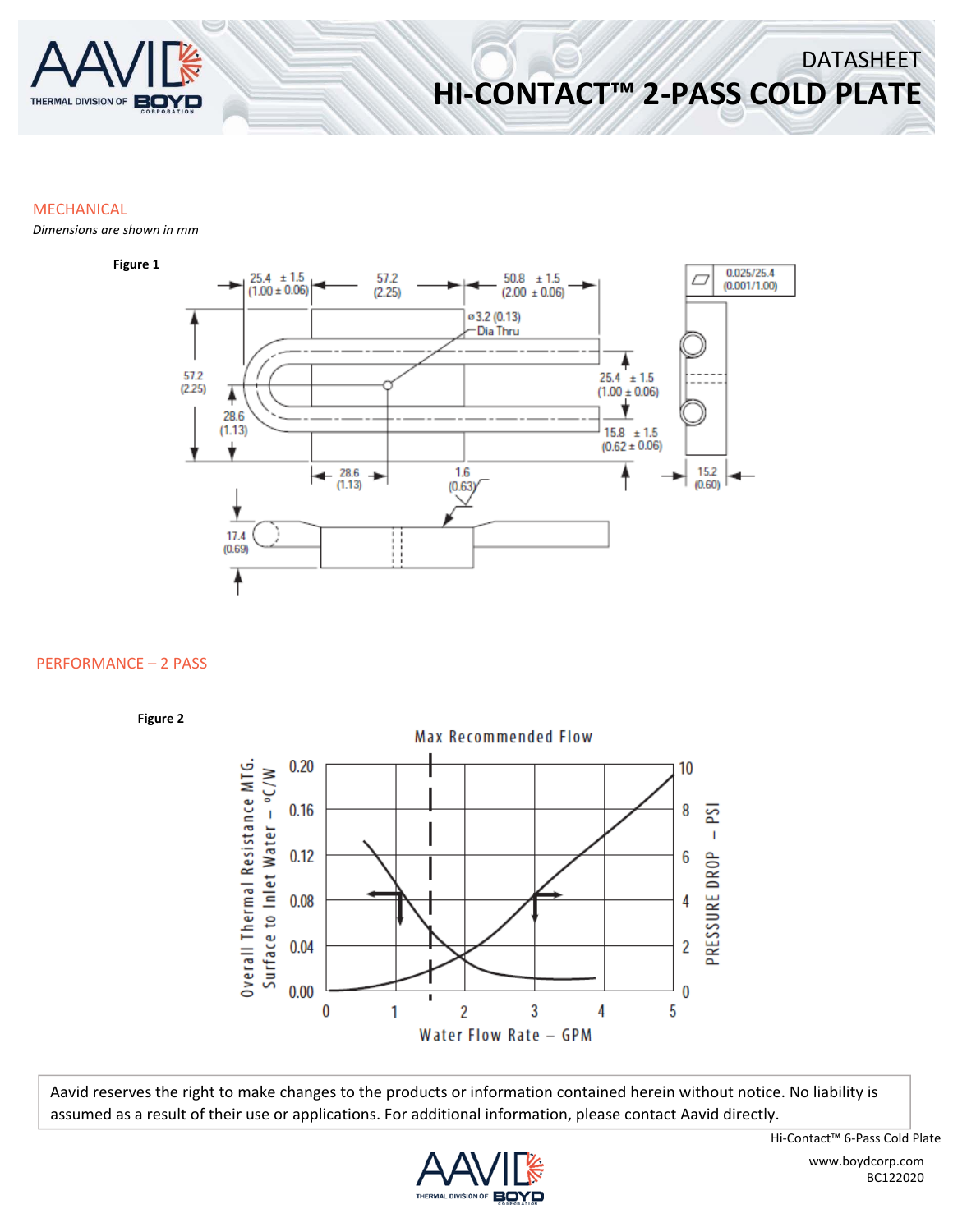DATASHEET

# HI-CONTACT™ 2-PASS COLD PLATE

## MECHANICAL

*Dimensions are shown in mm*

**Figure 1**

25.4 ± 1.5 (1.00 ± 0.06)
57.2 (2.25)
50.8 ± 1.5 (2.00 ± 0.06)
0.025/25.4 (0.001/1.00)
ø3.2 (0.13) Dia Thru
57.2 (2.25)
28.6 (1.13)
25.4 ± 1.5 (1.00 ± 0.06)
15.8 ± 1.5 (0.62 ± 0.06)
28.6 (1.13)
1.6 (0.63)
15.2 (0.60)
17.4 (0.69)

## PERFORMANCE – 2 PASS

**Figure 2**

Max Recommended Flow

Overall Thermal Resistance MTG. Surface to Inlet Water – °C/W

0.20
0.16
0.12
0.08
0.04
0.00

PRESSURE DROP – PSI

10
8
6
4
2
0

Water Flow Rate – GPM

0 1 2 3 4 5

Aavid reserves the right to make changes to the products or information contained herein without notice. No liability is assumed as a result of their use or applications. For additional information, please contact Aavid directly.

Hi-Contact™ 6-Pass Cold Plate

www.boydcorp.com

BC122020